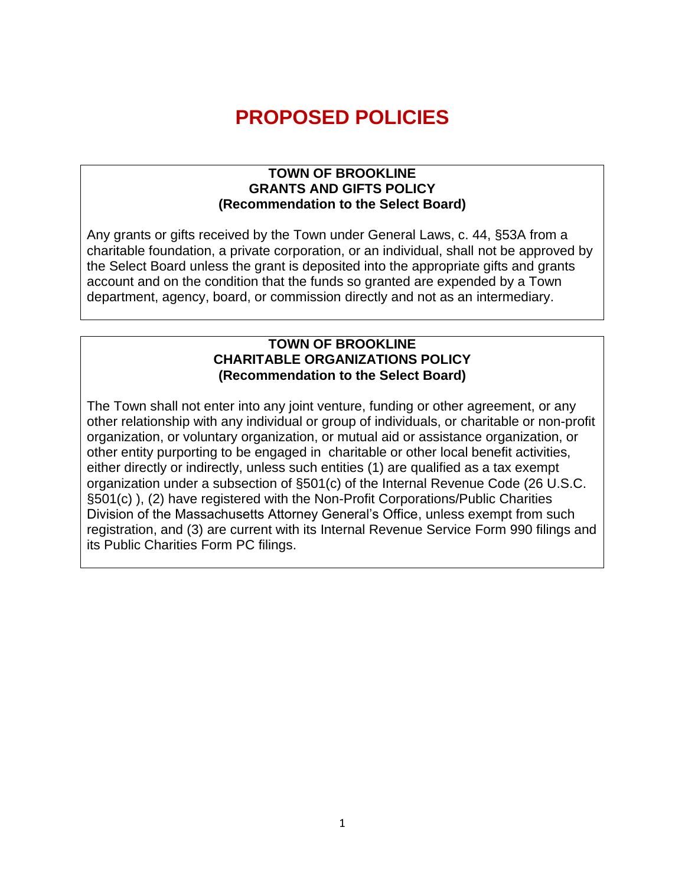# PROPOSED POLICIES

**TOWN OF BROOKLINE**
**GRANTS AND GIFTS POLICY**
**(Recommendation to the Select Board)**

Any grants or gifts received by the Town under General Laws, c. 44, §53A from a charitable foundation, a private corporation, or an individual, shall not be approved by the Select Board unless the grant is deposited into the appropriate gifts and grants account and on the condition that the funds so granted are expended by a Town department, agency, board, or commission directly and not as an intermediary.

**TOWN OF BROOKLINE**
**CHARITABLE ORGANIZATIONS POLICY**
**(Recommendation to the Select Board)**

The Town shall not enter into any joint venture, funding or other agreement, or any other relationship with any individual or group of individuals, or charitable or non-profit organization, or voluntary organization, or mutual aid or assistance organization, or other entity purporting to be engaged in charitable or other local benefit activities, either directly or indirectly, unless such entities (1) are qualified as a tax exempt organization under a subsection of §501(c) of the Internal Revenue Code (26 U.S.C. §501(c) ), (2) have registered with the Non-Profit Corporations/Public Charities Division of the Massachusetts Attorney General's Office, unless exempt from such registration, and (3) are current with its Internal Revenue Service Form 990 filings and its Public Charities Form PC filings.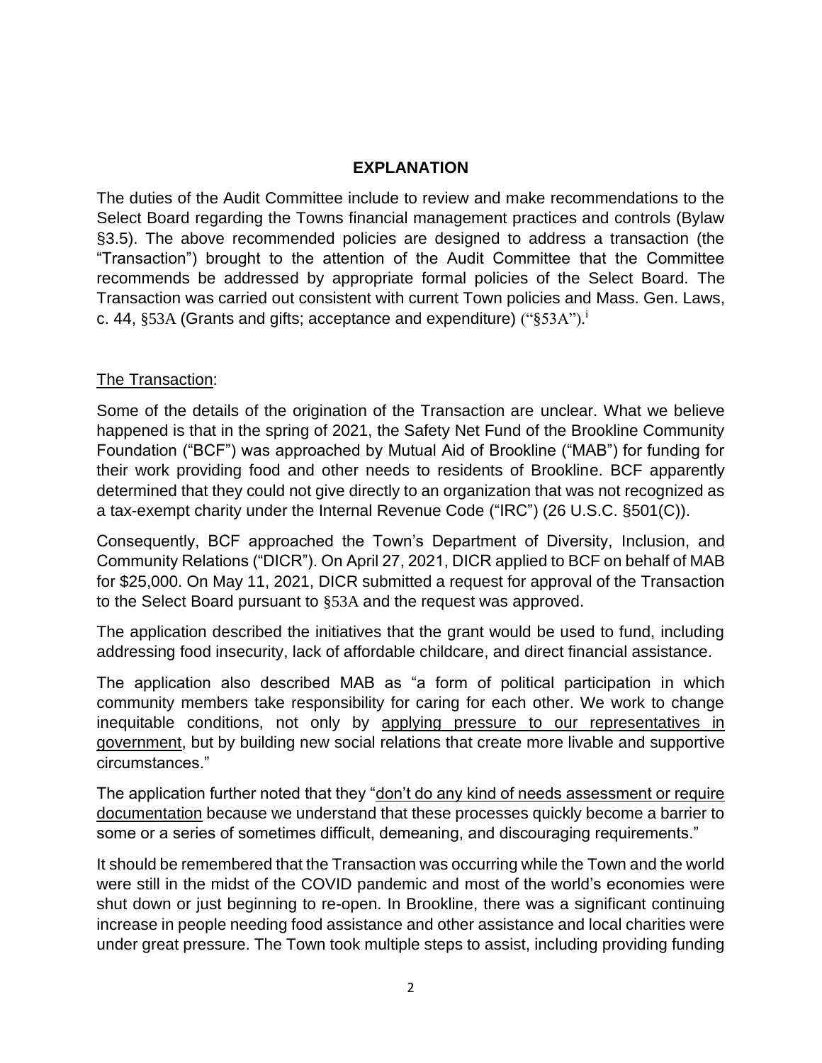## EXPLANATION

The duties of the Audit Committee include to review and make recommendations to the Select Board regarding the Towns financial management practices and controls (Bylaw §3.5). The above recommended policies are designed to address a transaction (the "Transaction") brought to the attention of the Audit Committee that the Committee recommends be addressed by appropriate formal policies of the Select Board. The Transaction was carried out consistent with current Town policies and Mass. Gen. Laws, c. 44, §53A (Grants and gifts; acceptance and expenditure) ("§53A").[i]

<u>The Transaction</u>:

Some of the details of the origination of the Transaction are unclear. What we believe happened is that in the spring of 2021, the Safety Net Fund of the Brookline Community Foundation ("BCF") was approached by Mutual Aid of Brookline ("MAB") for funding for their work providing food and other needs to residents of Brookline. BCF apparently determined that they could not give directly to an organization that was not recognized as a tax-exempt charity under the Internal Revenue Code ("IRC") (26 U.S.C. §501(C)).

Consequently, BCF approached the Town's Department of Diversity, Inclusion, and Community Relations ("DICR"). On April 27, 2021, DICR applied to BCF on behalf of MAB for $25,000. On May 11, 2021, DICR submitted a request for approval of the Transaction to the Select Board pursuant to §53A and the request was approved.

The application described the initiatives that the grant would be used to fund, including addressing food insecurity, lack of affordable childcare, and direct financial assistance.

The application also described MAB as "a form of political participation in which community members take responsibility for caring for each other. We work to change inequitable conditions, not only by <u>applying pressure to our representatives in government</u>, but by building new social relations that create more livable and supportive circumstances."

The application further noted that they "<u>don't do any kind of needs assessment or require documentation</u> because we understand that these processes quickly become a barrier to some or a series of sometimes difficult, demeaning, and discouraging requirements."

It should be remembered that the Transaction was occurring while the Town and the world were still in the midst of the COVID pandemic and most of the world's economies were shut down or just beginning to re-open. In Brookline, there was a significant continuing increase in people needing food assistance and other assistance and local charities were under great pressure. The Town took multiple steps to assist, including providing funding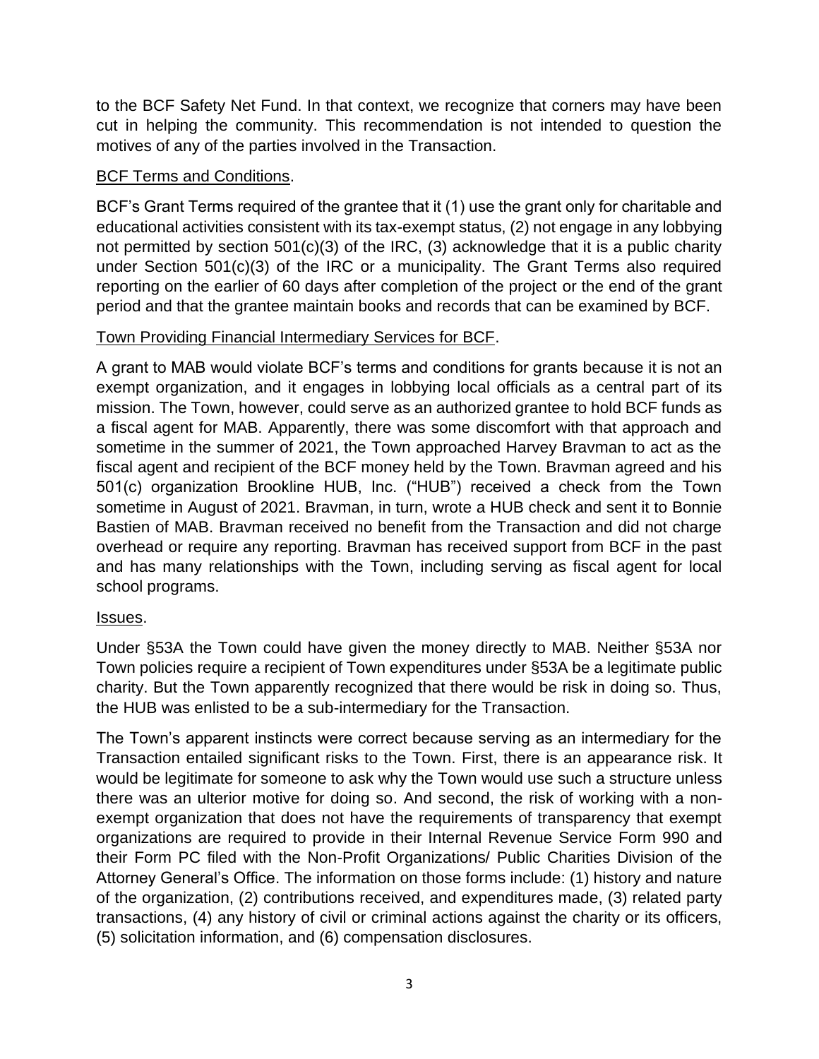to the BCF Safety Net Fund. In that context, we recognize that corners may have been cut in helping the community. This recommendation is not intended to question the motives of any of the parties involved in the Transaction.

<u>BCF Terms and Conditions</u>.

BCF's Grant Terms required of the grantee that it (1) use the grant only for charitable and educational activities consistent with its tax-exempt status, (2) not engage in any lobbying not permitted by section 501(c)(3) of the IRC, (3) acknowledge that it is a public charity under Section 501(c)(3) of the IRC or a municipality. The Grant Terms also required reporting on the earlier of 60 days after completion of the project or the end of the grant period and that the grantee maintain books and records that can be examined by BCF.

<u>Town Providing Financial Intermediary Services for BCF</u>.

A grant to MAB would violate BCF's terms and conditions for grants because it is not an exempt organization, and it engages in lobbying local officials as a central part of its mission. The Town, however, could serve as an authorized grantee to hold BCF funds as a fiscal agent for MAB. Apparently, there was some discomfort with that approach and sometime in the summer of 2021, the Town approached Harvey Bravman to act as the fiscal agent and recipient of the BCF money held by the Town. Bravman agreed and his 501(c) organization Brookline HUB, Inc. ("HUB") received a check from the Town sometime in August of 2021. Bravman, in turn, wrote a HUB check and sent it to Bonnie Bastien of MAB. Bravman received no benefit from the Transaction and did not charge overhead or require any reporting. Bravman has received support from BCF in the past and has many relationships with the Town, including serving as fiscal agent for local school programs.

<u>Issues</u>.

Under §53A the Town could have given the money directly to MAB. Neither §53A nor Town policies require a recipient of Town expenditures under §53A be a legitimate public charity. But the Town apparently recognized that there would be risk in doing so. Thus, the HUB was enlisted to be a sub-intermediary for the Transaction.

The Town's apparent instincts were correct because serving as an intermediary for the Transaction entailed significant risks to the Town. First, there is an appearance risk. It would be legitimate for someone to ask why the Town would use such a structure unless there was an ulterior motive for doing so. And second, the risk of working with a non-exempt organization that does not have the requirements of transparency that exempt organizations are required to provide in their Internal Revenue Service Form 990 and their Form PC filed with the Non-Profit Organizations/ Public Charities Division of the Attorney General's Office. The information on those forms include: (1) history and nature of the organization, (2) contributions received, and expenditures made, (3) related party transactions, (4) any history of civil or criminal actions against the charity or its officers, (5) solicitation information, and (6) compensation disclosures.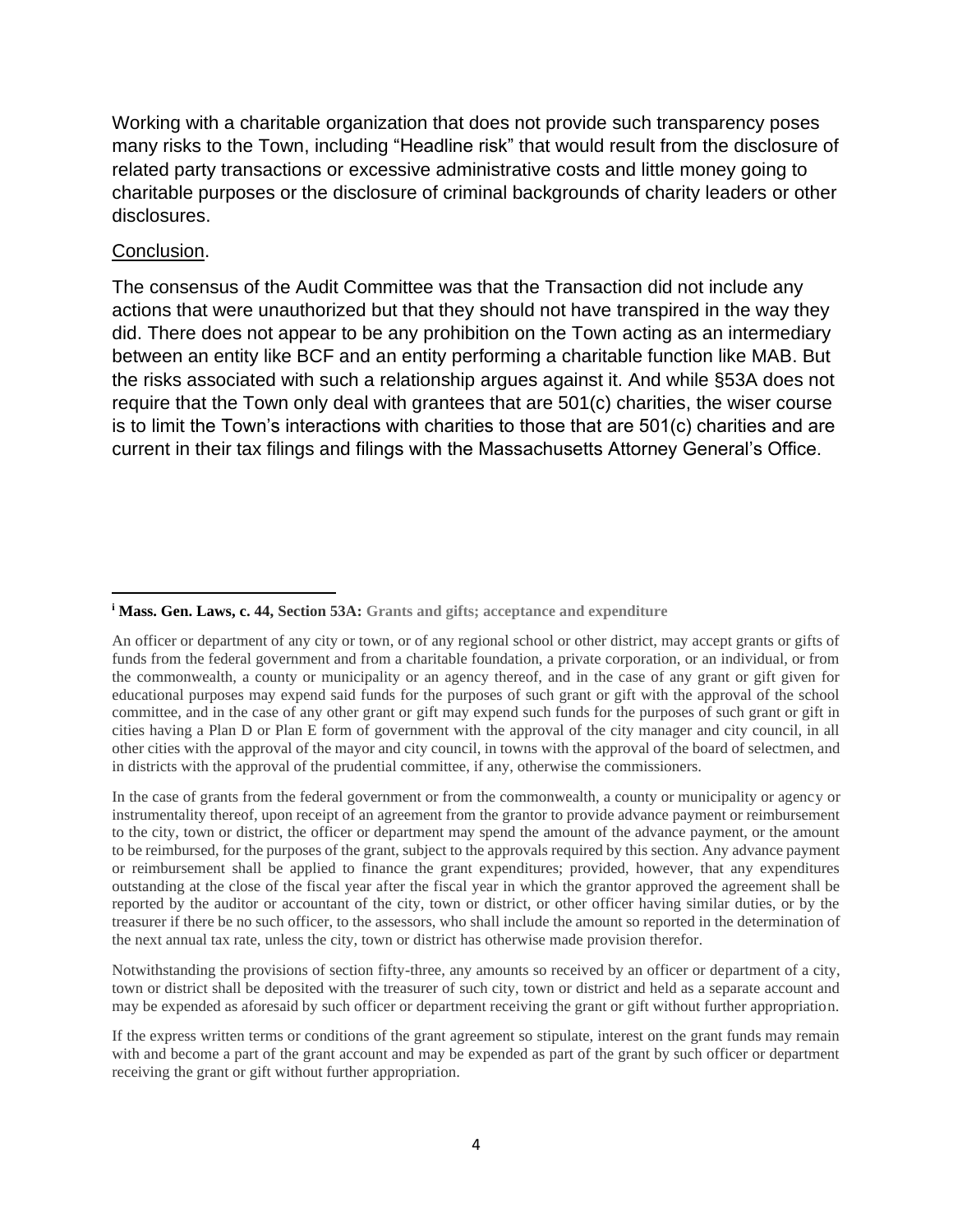Working with a charitable organization that does not provide such transparency poses many risks to the Town, including "Headline risk" that would result from the disclosure of related party transactions or excessive administrative costs and little money going to charitable purposes or the disclosure of criminal backgrounds of charity leaders or other disclosures.

Conclusion.

The consensus of the Audit Committee was that the Transaction did not include any actions that were unauthorized but that they should not have transpired in the way they did. There does not appear to be any prohibition on the Town acting as an intermediary between an entity like BCF and an entity performing a charitable function like MAB. But the risks associated with such a relationship argues against it. And while §53A does not require that the Town only deal with grantees that are 501(c) charities, the wiser course is to limit the Town's interactions with charities to those that are 501(c) charities and are current in their tax filings and filings with the Massachusetts Attorney General's Office.

---

[i] **Mass. Gen. Laws, c. 44, Section 53A:** **Grants and gifts; acceptance and expenditure**

An officer or department of any city or town, or of any regional school or other district, may accept grants or gifts of funds from the federal government and from a charitable foundation, a private corporation, or an individual, or from the commonwealth, a county or municipality or an agency thereof, and in the case of any grant or gift given for educational purposes may expend said funds for the purposes of such grant or gift with the approval of the school committee, and in the case of any other grant or gift may expend such funds for the purposes of such grant or gift in cities having a Plan D or Plan E form of government with the approval of the city manager and city council, in all other cities with the approval of the mayor and city council, in towns with the approval of the board of selectmen, and in districts with the approval of the prudential committee, if any, otherwise the commissioners.

In the case of grants from the federal government or from the commonwealth, a county or municipality or agency or instrumentality thereof, upon receipt of an agreement from the grantor to provide advance payment or reimbursement to the city, town or district, the officer or department may spend the amount of the advance payment, or the amount to be reimbursed, for the purposes of the grant, subject to the approvals required by this section. Any advance payment or reimbursement shall be applied to finance the grant expenditures; provided, however, that any expenditures outstanding at the close of the fiscal year after the fiscal year in which the grantor approved the agreement shall be reported by the auditor or accountant of the city, town or district, or other officer having similar duties, or by the treasurer if there be no such officer, to the assessors, who shall include the amount so reported in the determination of the next annual tax rate, unless the city, town or district has otherwise made provision therefor.

Notwithstanding the provisions of section fifty-three, any amounts so received by an officer or department of a city, town or district shall be deposited with the treasurer of such city, town or district and held as a separate account and may be expended as aforesaid by such officer or department receiving the grant or gift without further appropriation.

If the express written terms or conditions of the grant agreement so stipulate, interest on the grant funds may remain with and become a part of the grant account and may be expended as part of the grant by such officer or department receiving the grant or gift without further appropriation.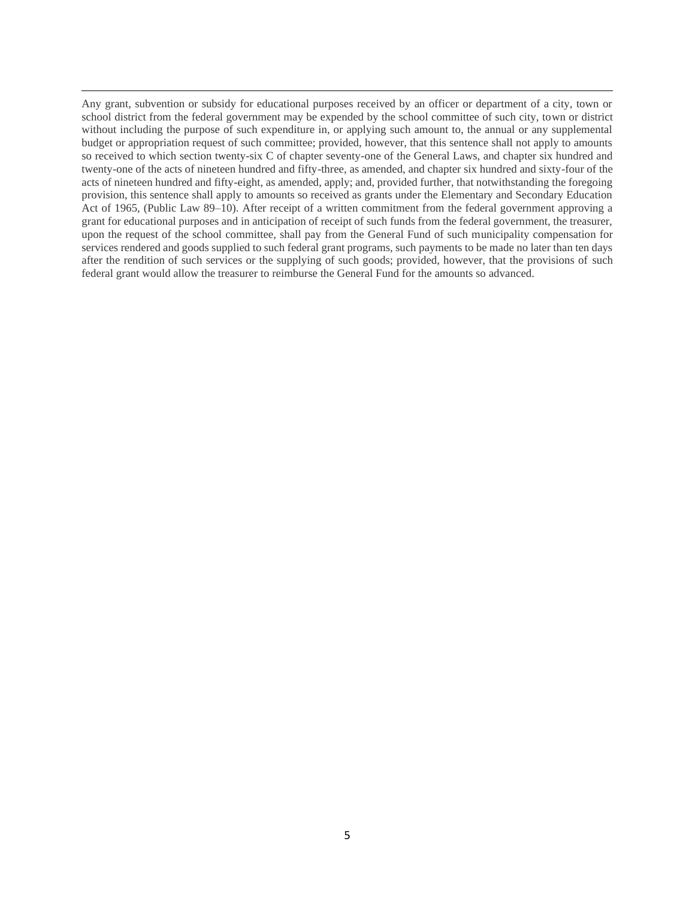Any grant, subvention or subsidy for educational purposes received by an officer or department of a city, town or school district from the federal government may be expended by the school committee of such city, town or district without including the purpose of such expenditure in, or applying such amount to, the annual or any supplemental budget or appropriation request of such committee; provided, however, that this sentence shall not apply to amounts so received to which section twenty-six C of chapter seventy-one of the General Laws, and chapter six hundred and twenty-one of the acts of nineteen hundred and fifty-three, as amended, and chapter six hundred and sixty-four of the acts of nineteen hundred and fifty-eight, as amended, apply; and, provided further, that notwithstanding the foregoing provision, this sentence shall apply to amounts so received as grants under the Elementary and Secondary Education Act of 1965, (Public Law 89–10). After receipt of a written commitment from the federal government approving a grant for educational purposes and in anticipation of receipt of such funds from the federal government, the treasurer, upon the request of the school committee, shall pay from the General Fund of such municipality compensation for services rendered and goods supplied to such federal grant programs, such payments to be made no later than ten days after the rendition of such services or the supplying of such goods; provided, however, that the provisions of such federal grant would allow the treasurer to reimburse the General Fund for the amounts so advanced.